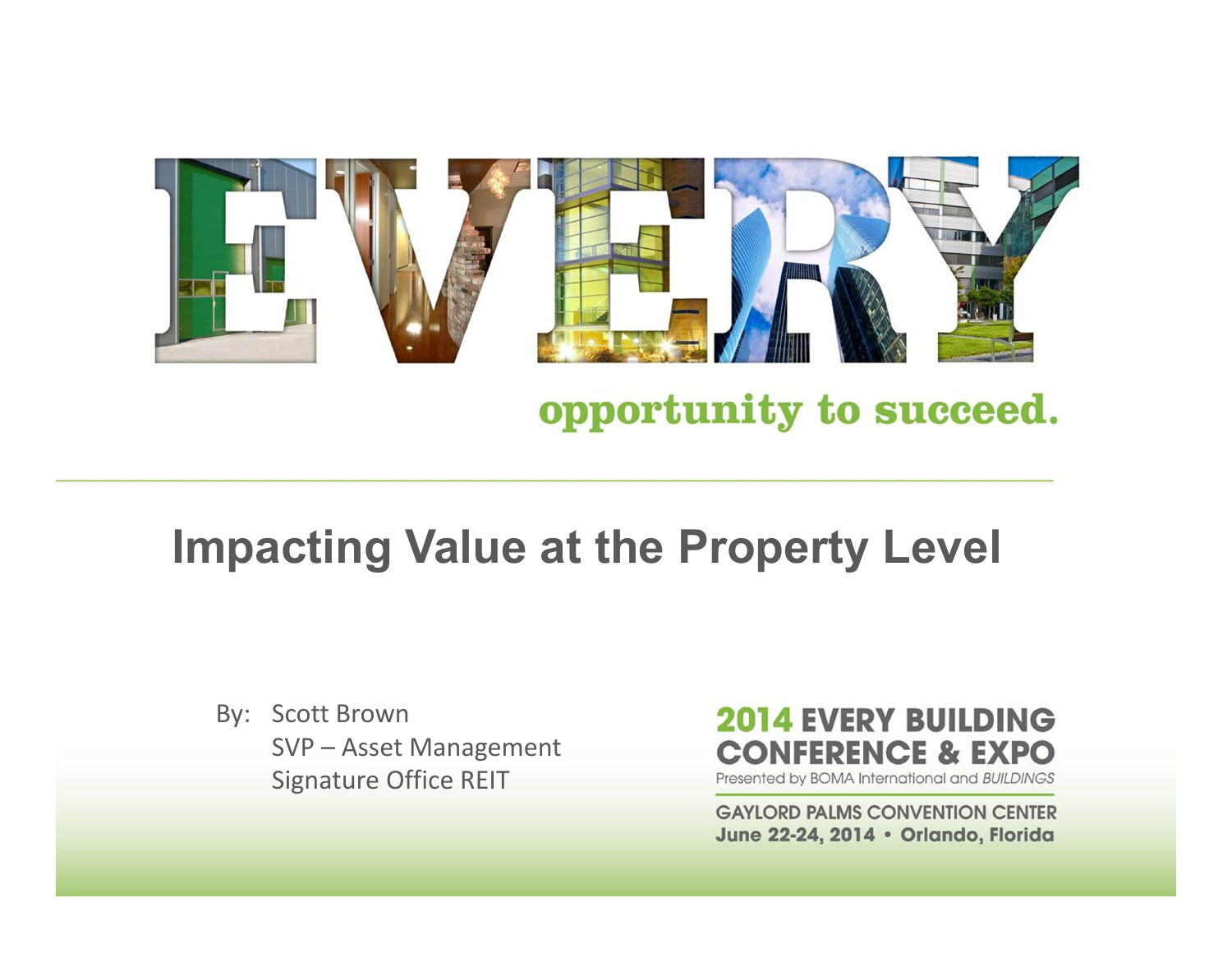# EVERY

opportunity to succeed.

## Impacting Value at the Property Level

By: Scott Brown
SVP – Asset Management
Signature Office REIT

**2014 EVERY BUILDING CONFERENCE & EXPO**
Presented by BOMA International and *BUILDINGS*

GAYLORD PALMS CONVENTION CENTER
June 22-24, 2014 • Orlando, Florida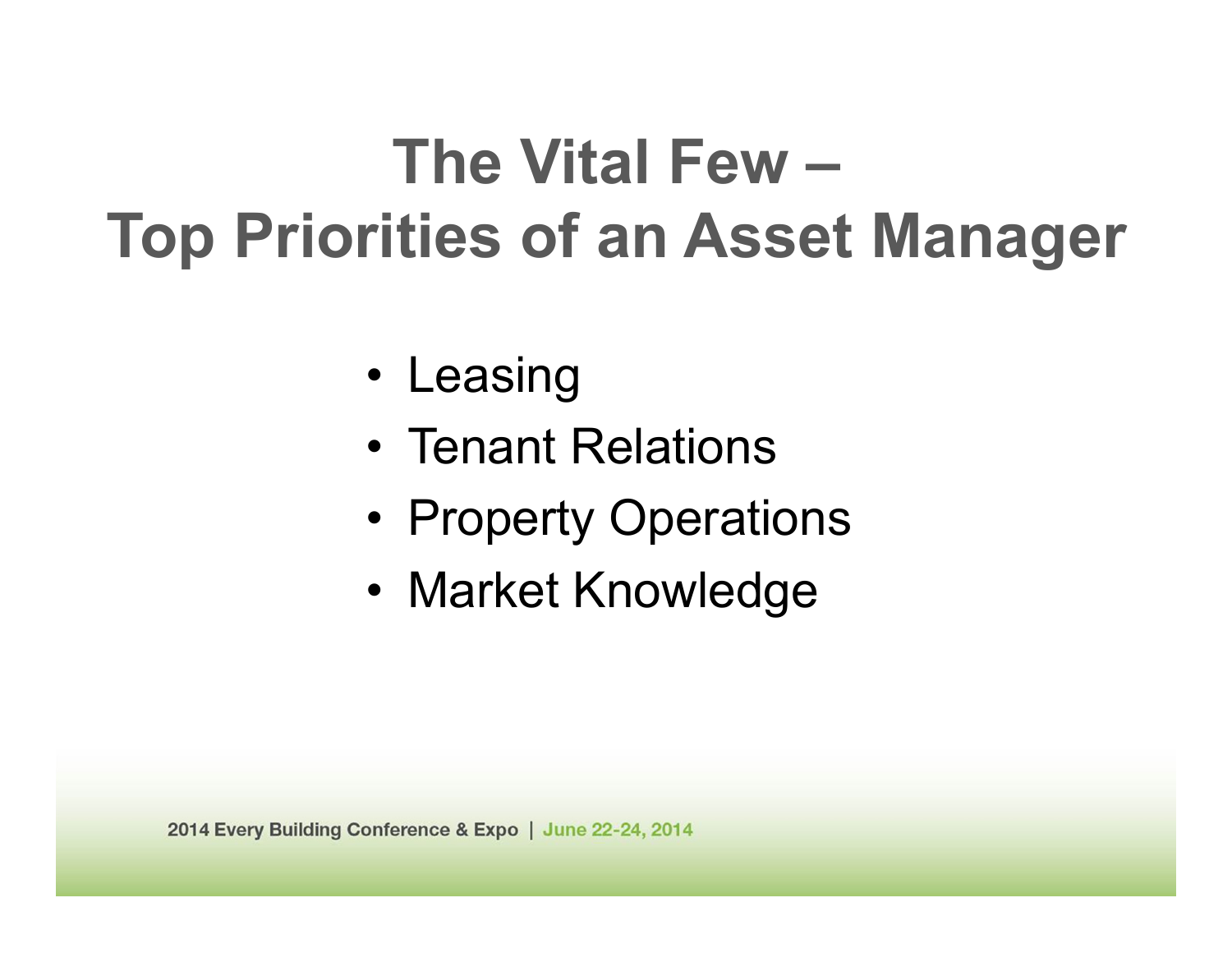# The Vital Few – Top Priorities of an Asset Manager

- Leasing
- Tenant Relations
- Property Operations
- Market Knowledge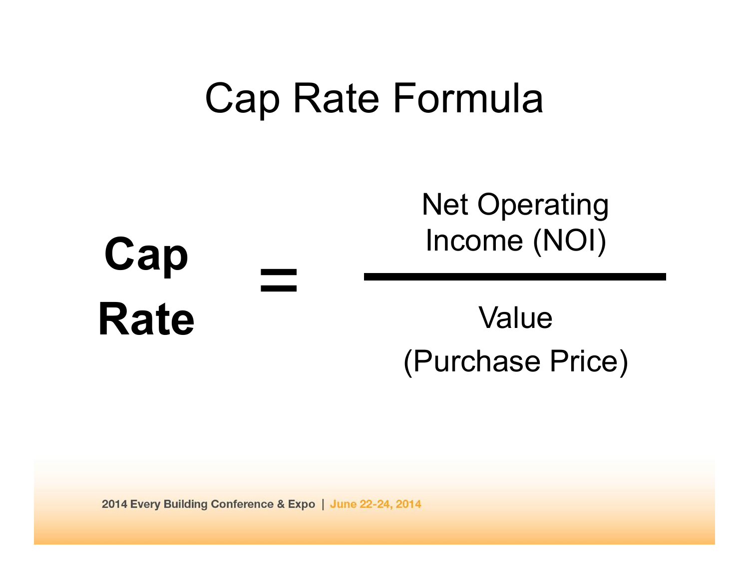# Cap Rate Formula

$$\textbf{Cap Rate} = \frac{\text{Net Operating Income (NOI)}}{\text{Value (Purchase Price)}}$$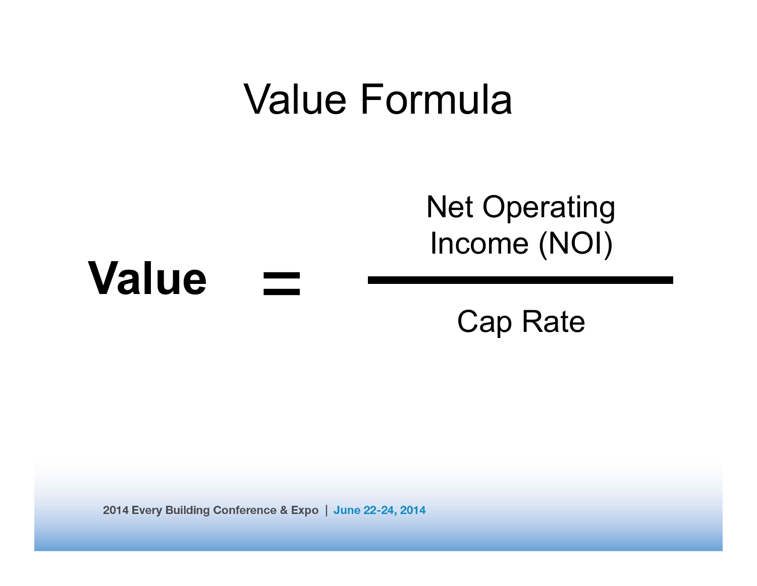# Value Formula

$$\textbf{Value} = \frac{\text{Net Operating Income (NOI)}}{\text{Cap Rate}}$$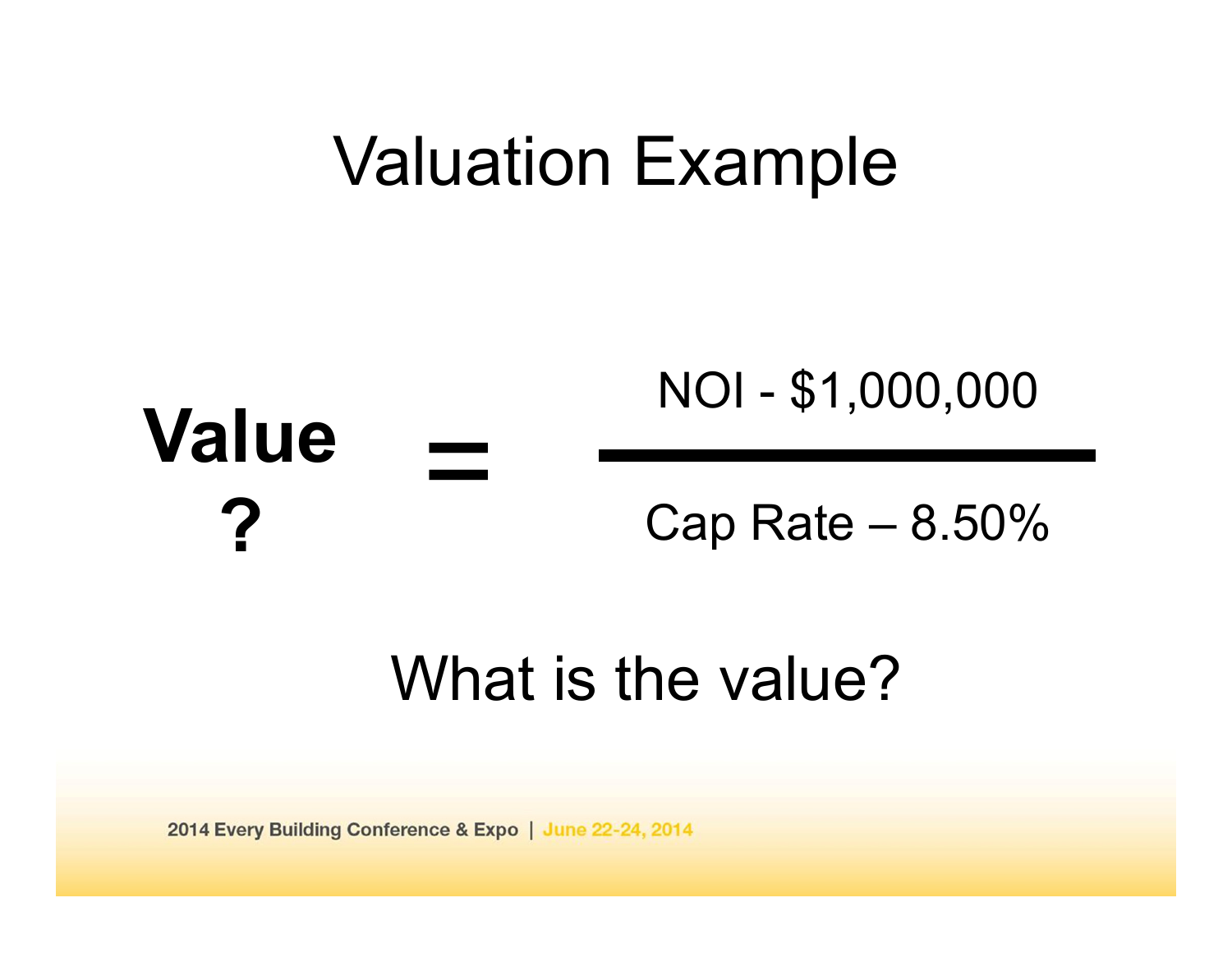# Valuation Example

$$\textbf{Value ?} = \frac{\text{NOI - \$1,000,000}}{\text{Cap Rate – 8.50\%}}$$

What is the value?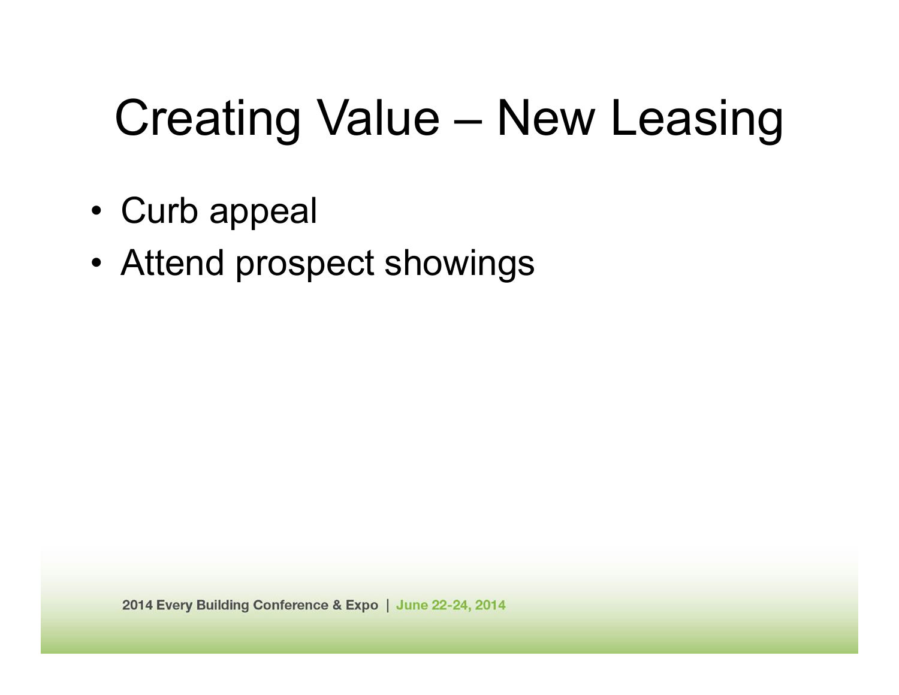# Creating Value – New Leasing

- Curb appeal
- Attend prospect showings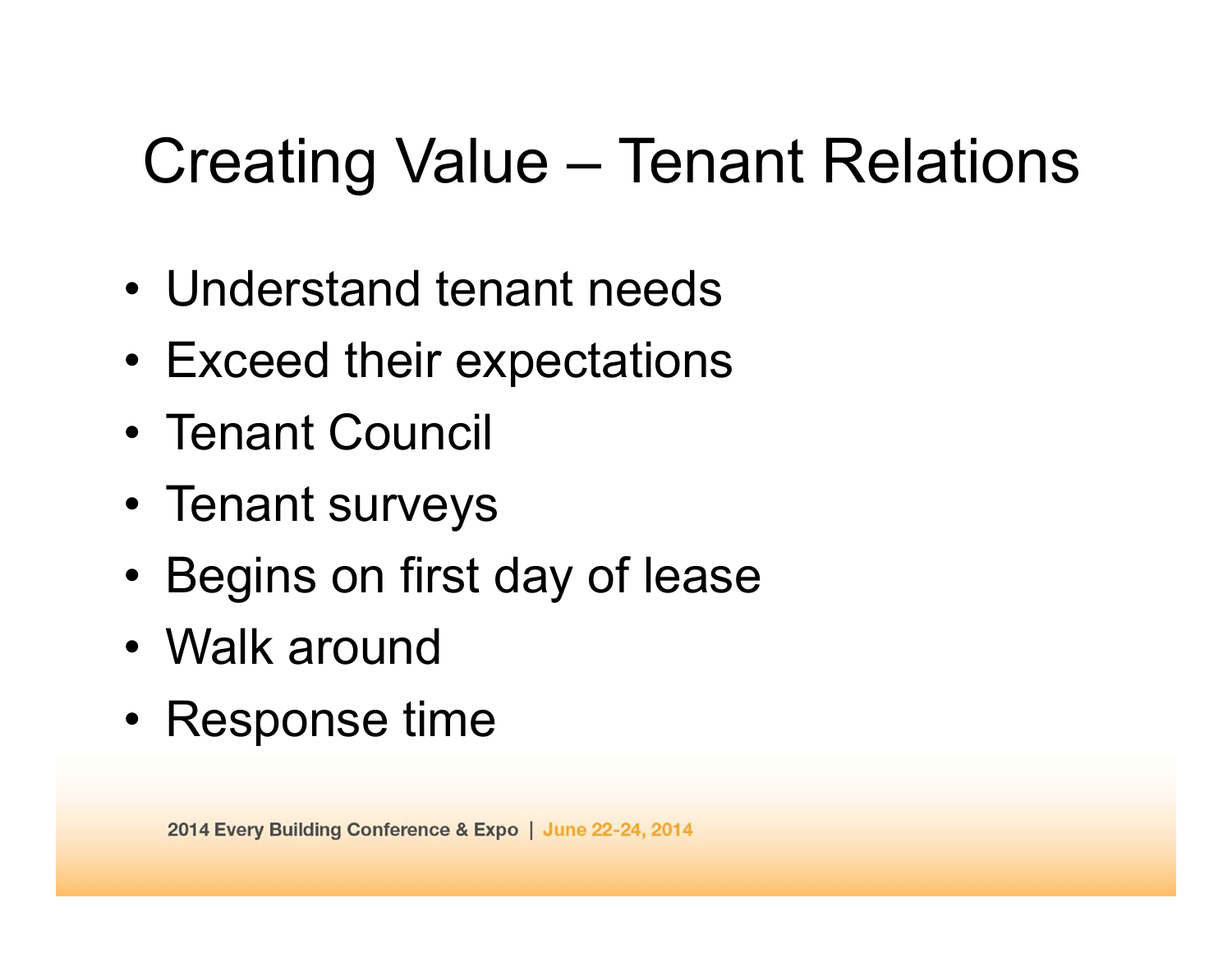# Creating Value – Tenant Relations

- Understand tenant needs
- Exceed their expectations
- Tenant Council
- Tenant surveys
- Begins on first day of lease
- Walk around
- Response time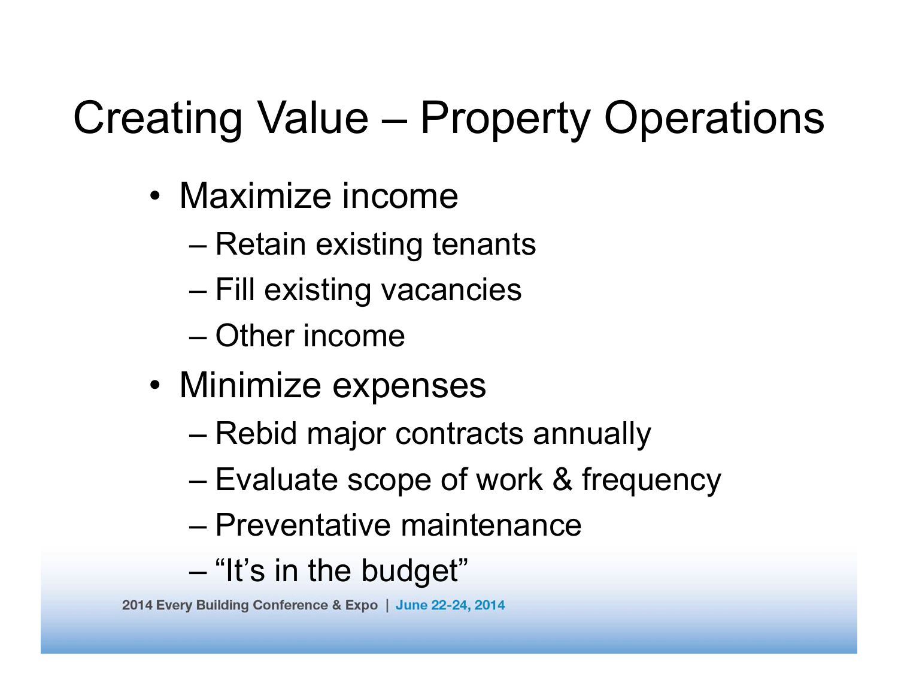# Creating Value – Property Operations

- Maximize income
  - Retain existing tenants
  - Fill existing vacancies
  - Other income
- Minimize expenses
  - Rebid major contracts annually
  - Evaluate scope of work & frequency
  - Preventative maintenance
  - "It's in the budget"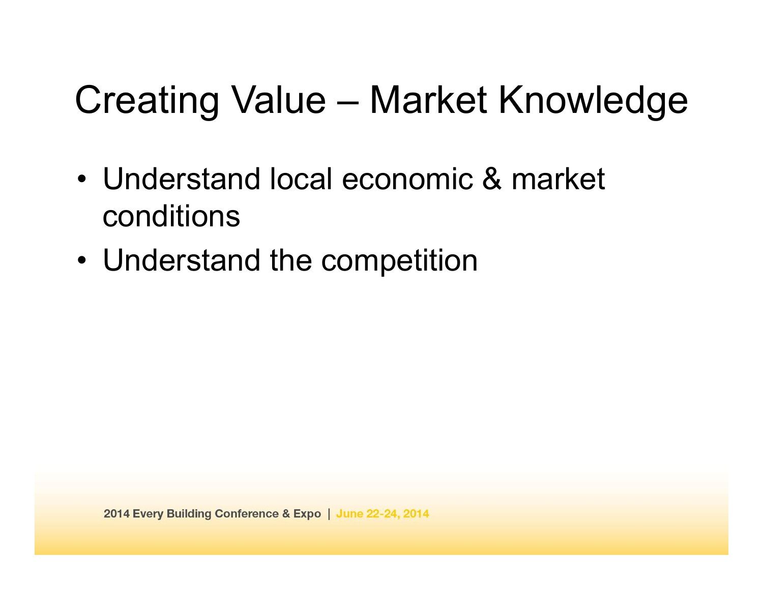# Creating Value – Market Knowledge

- Understand local economic & market conditions
- Understand the competition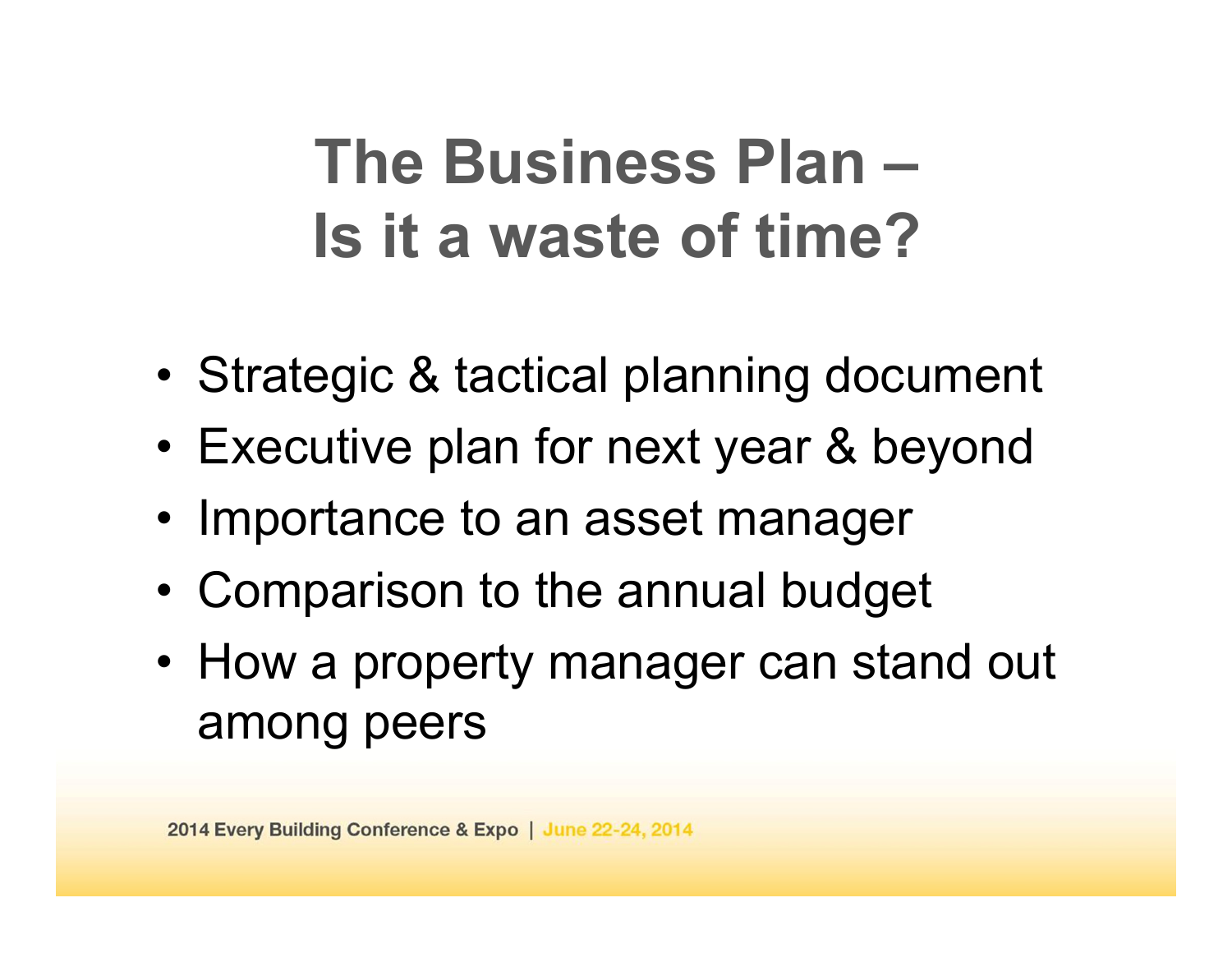# The Business Plan – Is it a waste of time?

- Strategic & tactical planning document
- Executive plan for next year & beyond
- Importance to an asset manager
- Comparison to the annual budget
- How a property manager can stand out among peers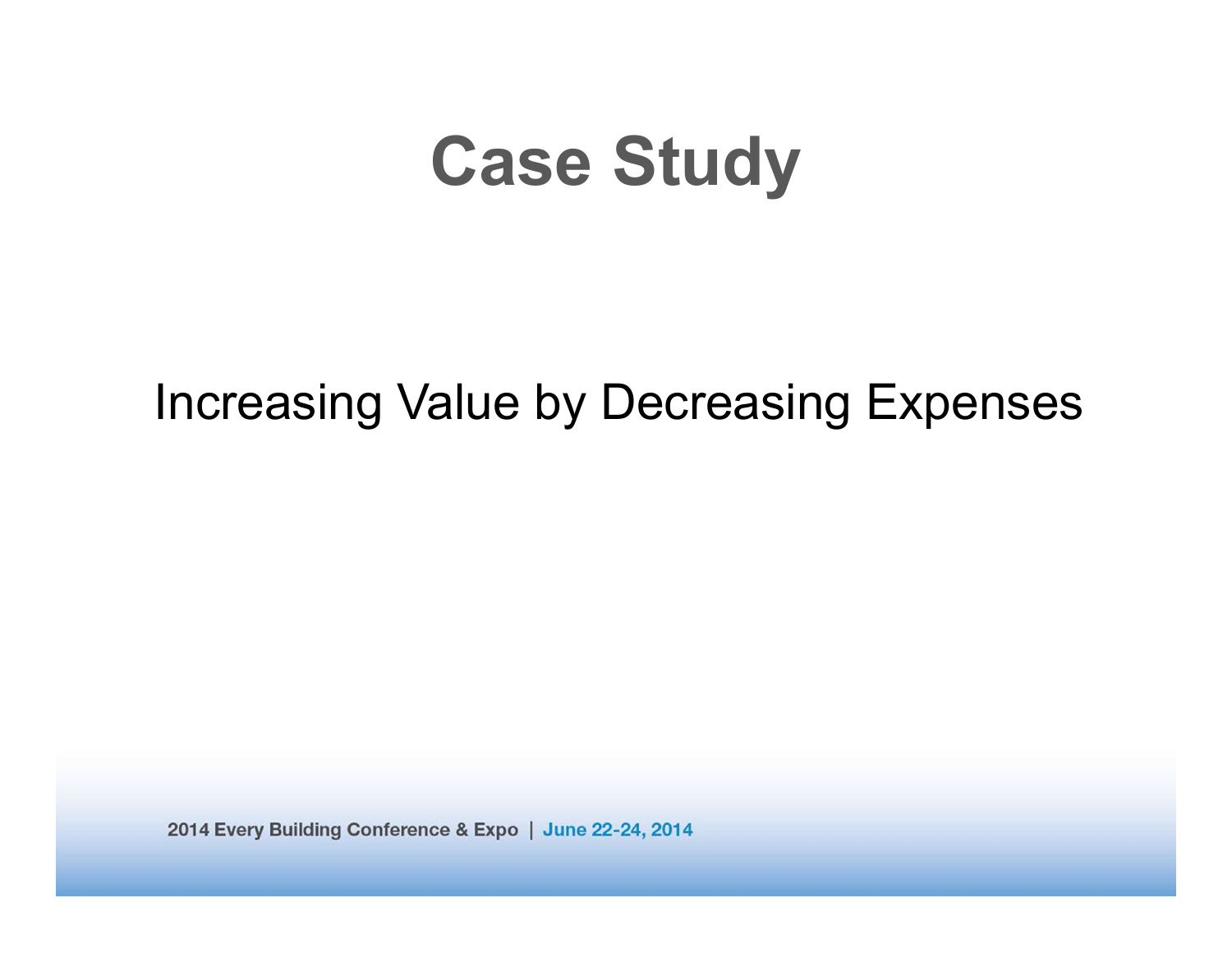# Case Study

Increasing Value by Decreasing Expenses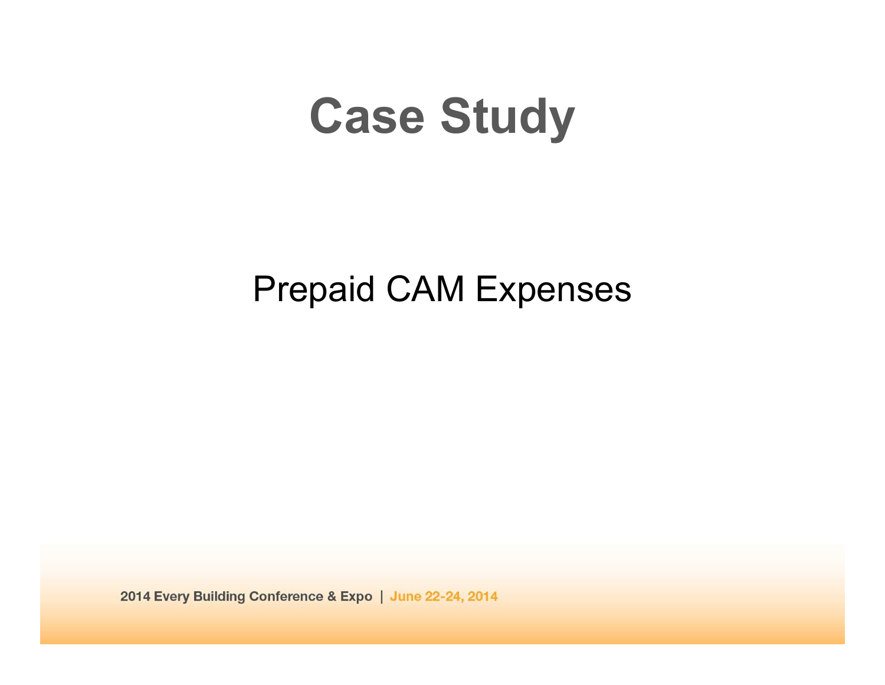# Case Study

Prepaid CAM Expenses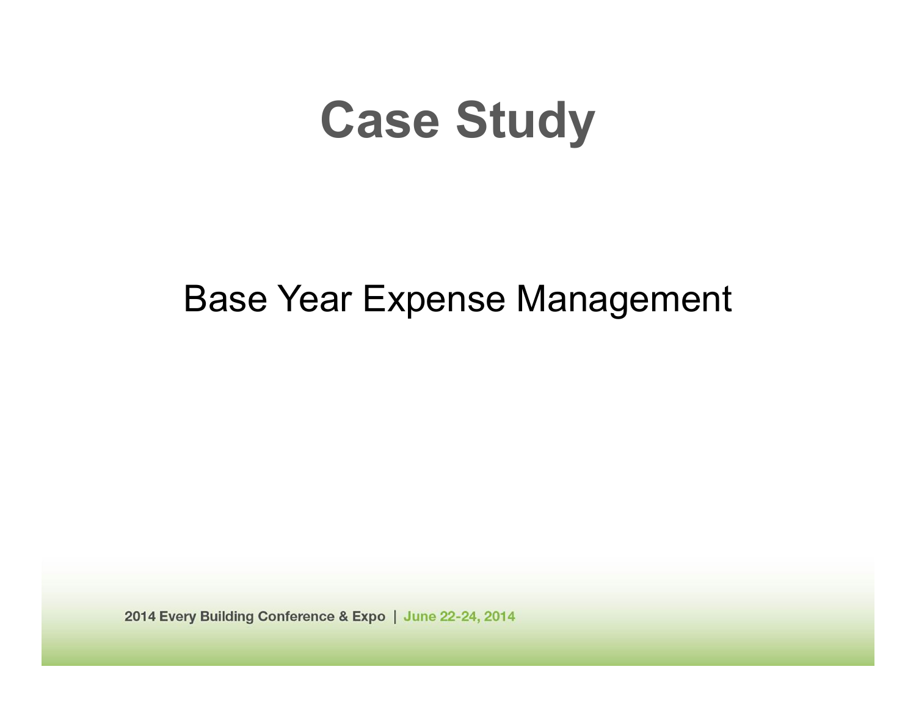# Case Study

Base Year Expense Management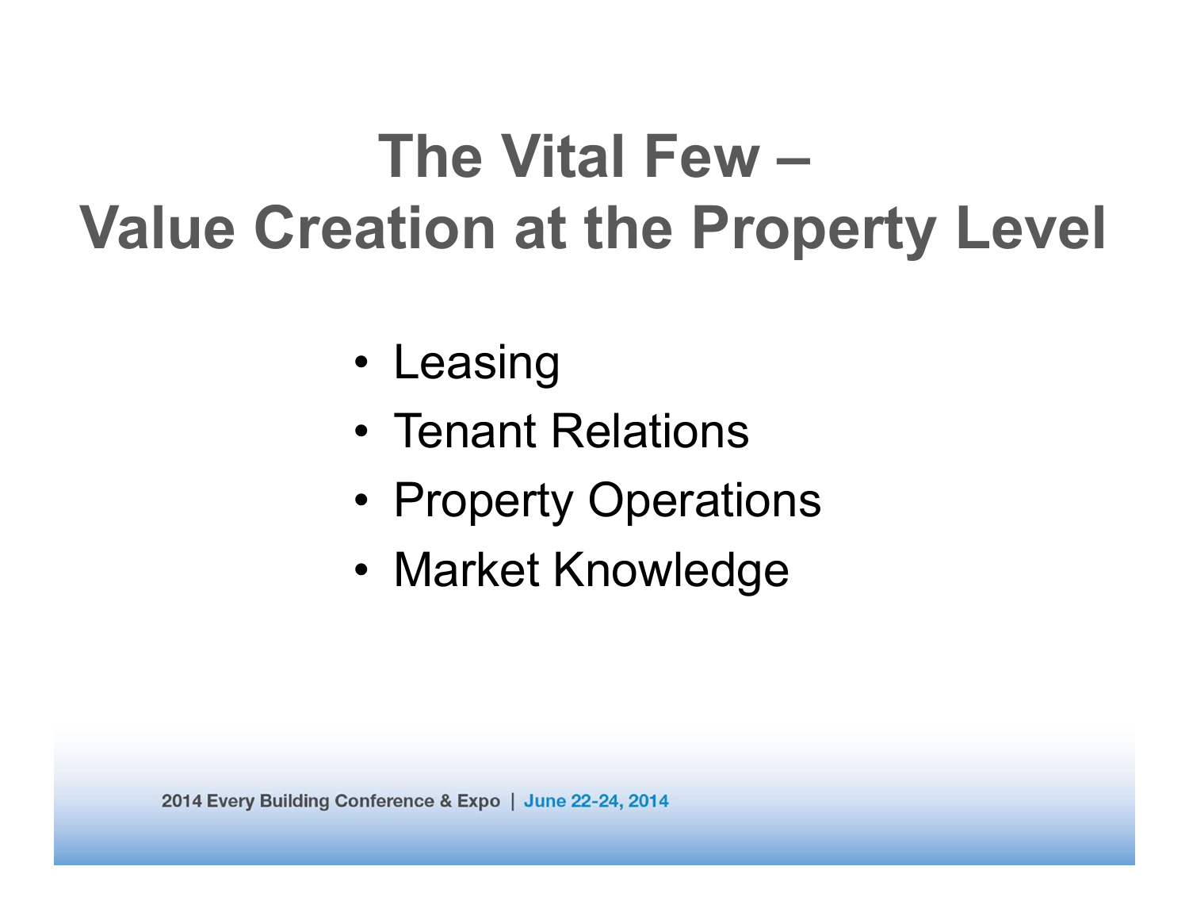# The Vital Few – Value Creation at the Property Level

- Leasing
- Tenant Relations
- Property Operations
- Market Knowledge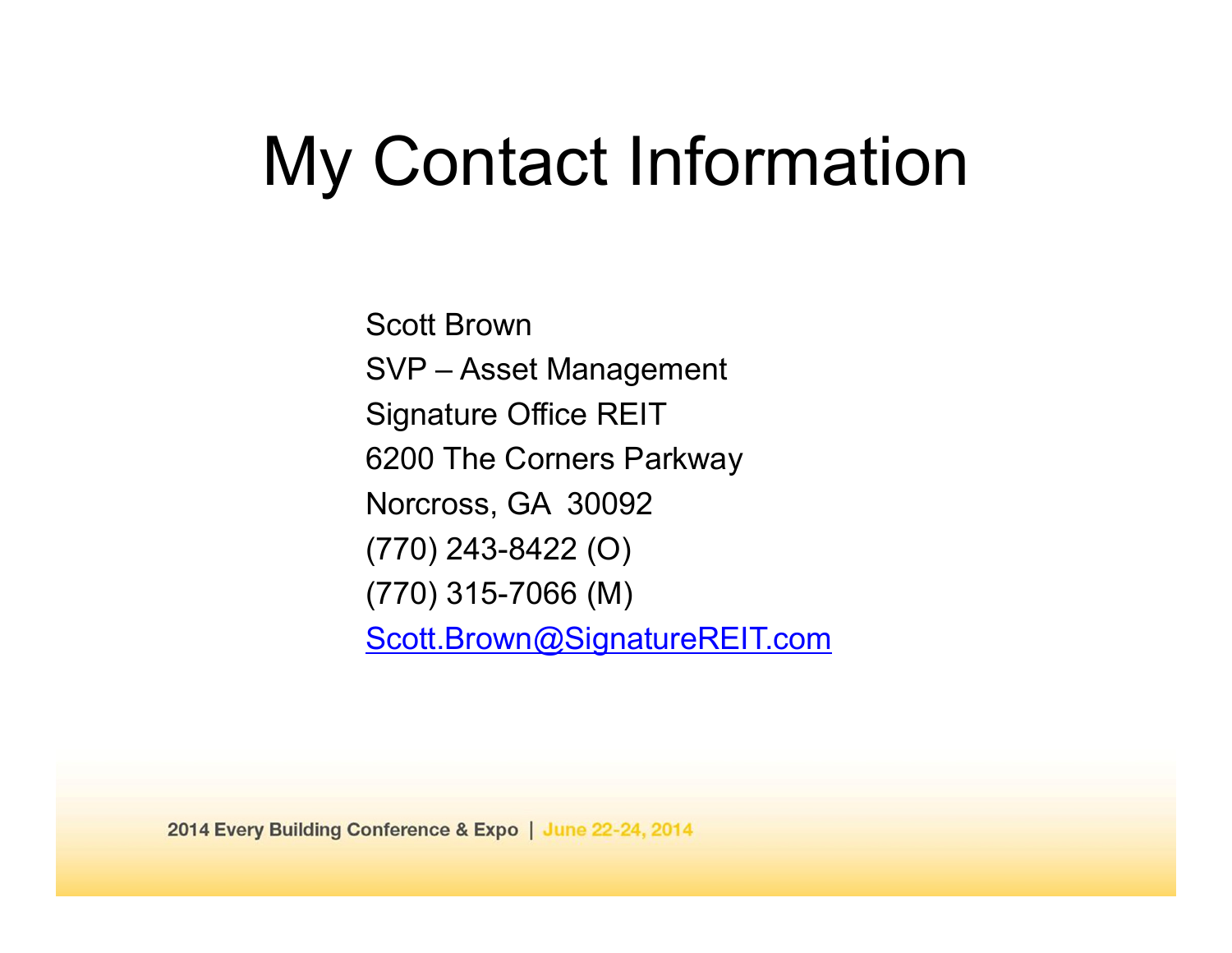# My Contact Information

Scott Brown

SVP – Asset Management

Signature Office REIT

6200 The Corners Parkway

Norcross, GA  30092

(770) 243-8422 (O)

(770) 315-7066 (M)

Scott.Brown@SignatureREIT.com